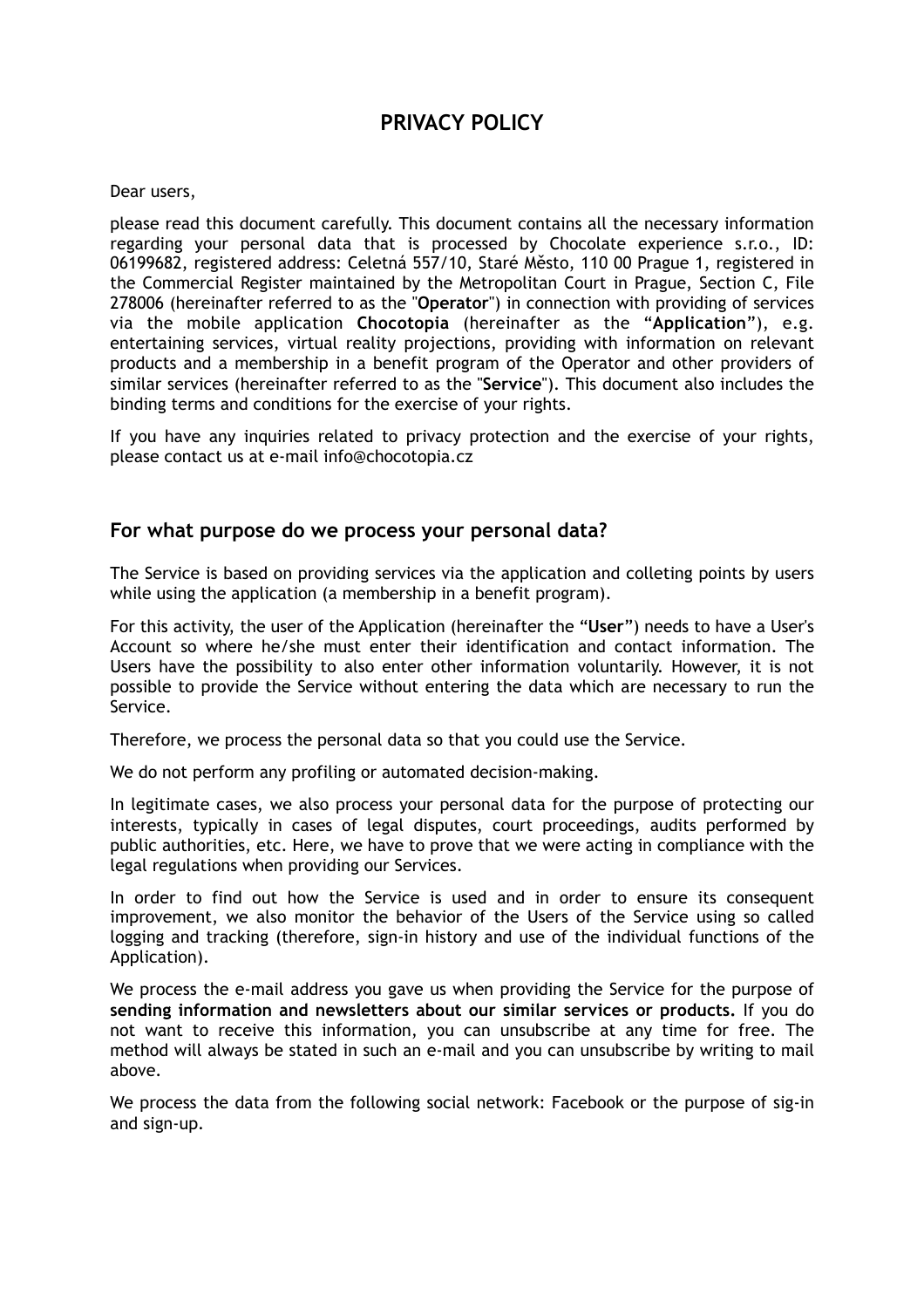# PRIVACY POLICY

Dear users,

please read this document carefully. This document contains all the necessary information regarding your personal data that is processed by Chocolate experience s.r.o., ID: 06199682, registered address: Celetná 557/10, Staré Město, 110 00 Prague 1, registered in the Commercial Register maintained by the Metropolitan Court in Prague, Section C, File 278006 (hereinafter referred to as the "**Operator**") in connection with providing of services via the mobile application **Chocotopia** (hereinafter as the "**Application**"), e.g. entertaining services, virtual reality projections, providing with information on relevant products and a membership in a benefit program of the Operator and other providers of similar services (hereinafter referred to as the "**Service**"). This document also includes the binding terms and conditions for the exercise of your rights.

If you have any inquiries related to privacy protection and the exercise of your rights, please contact us at e-mail info@chocotopia.cz

## For what purpose do we process your personal data?

The Service is based on providing services via the application and colleting points by users while using the application (a membership in a benefit program).

For this activity, the user of the Application (hereinafter the "**User**") needs to have a User's Account so where he/she must enter their identification and contact information. The Users have the possibility to also enter other information voluntarily. However, it is not possible to provide the Service without entering the data which are necessary to run the Service.

Therefore, we process the personal data so that you could use the Service.

We do not perform any profiling or automated decision-making.

In legitimate cases, we also process your personal data for the purpose of protecting our interests, typically in cases of legal disputes, court proceedings, audits performed by public authorities, etc. Here, we have to prove that we were acting in compliance with the legal regulations when providing our Services.

In order to find out how the Service is used and in order to ensure its consequent improvement, we also monitor the behavior of the Users of the Service using so called logging and tracking (therefore, sign-in history and use of the individual functions of the Application).

We process the e-mail address you gave us when providing the Service for the purpose of **sending information and newsletters about our similar services or products.** If you do not want to receive this information, you can unsubscribe at any time for free. The method will always be stated in such an e-mail and you can unsubscribe by writing to mail above.

We process the data from the following social network: Facebook or the purpose of sig-in and sign-up.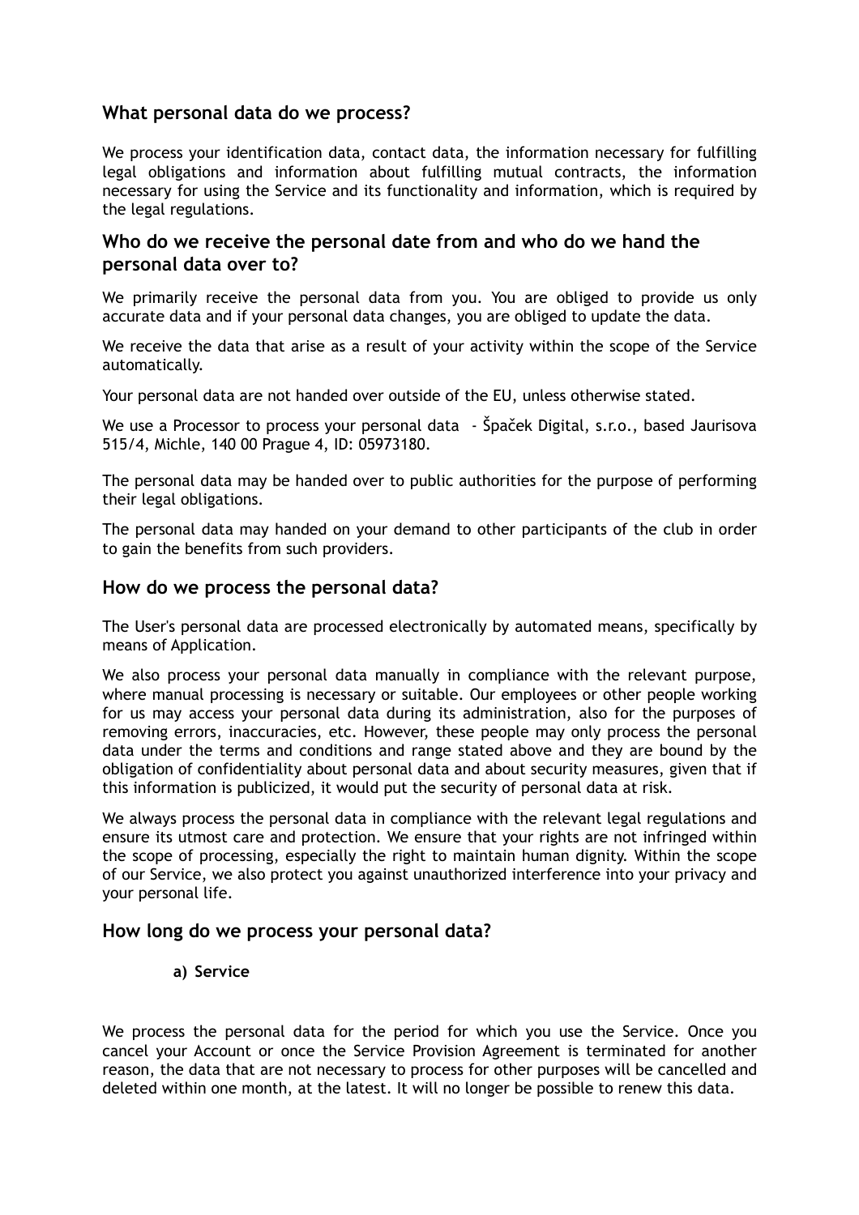## What personal data do we process?

We process your identification data, contact data, the information necessary for fulfilling legal obligations and information about fulfilling mutual contracts, the information necessary for using the Service and its functionality and information, which is required by the legal regulations.

## Who do we receive the personal date from and who do we hand the personal data over to?

We primarily receive the personal data from you. You are obliged to provide us only accurate data and if your personal data changes, you are obliged to update the data.

We receive the data that arise as a result of your activity within the scope of the Service automatically.

Your personal data are not handed over outside of the EU, unless otherwise stated.

We use a Processor to process your personal data - Špaček Digital, s.r.o., based Jaurisova 515/4, Michle, 140 00 Prague 4, ID: 05973180.

The personal data may be handed over to public authorities for the purpose of performing their legal obligations.

The personal data may handed on your demand to other participants of the club in order to gain the benefits from such providers.

## How do we process the personal data?

The User's personal data are processed electronically by automated means, specifically by means of Application.

We also process your personal data manually in compliance with the relevant purpose, where manual processing is necessary or suitable. Our employees or other people working for us may access your personal data during its administration, also for the purposes of removing errors, inaccuracies, etc. However, these people may only process the personal data under the terms and conditions and range stated above and they are bound by the obligation of confidentiality about personal data and about security measures, given that if this information is publicized, it would put the security of personal data at risk.

We always process the personal data in compliance with the relevant legal regulations and ensure its utmost care and protection. We ensure that your rights are not infringed within the scope of processing, especially the right to maintain human dignity. Within the scope of our Service, we also protect you against unauthorized interference into your privacy and your personal life.

## How long do we process your personal data?

**a) Service**

We process the personal data for the period for which you use the Service. Once you cancel your Account or once the Service Provision Agreement is terminated for another reason, the data that are not necessary to process for other purposes will be cancelled and deleted within one month, at the latest. It will no longer be possible to renew this data.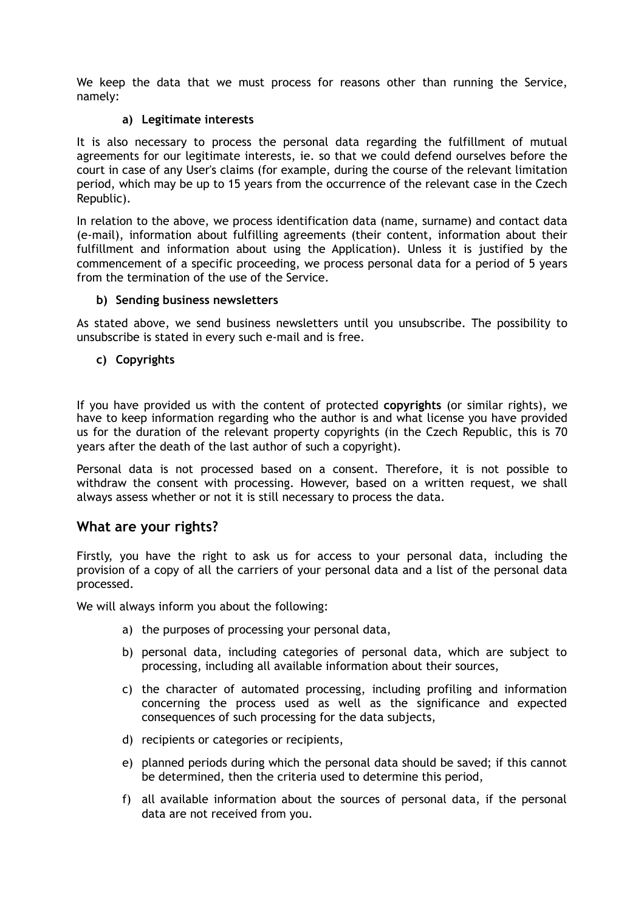We keep the data that we must process for reasons other than running the Service, namely:

**a) Legitimate interests**

It is also necessary to process the personal data regarding the fulfillment of mutual agreements for our legitimate interests, ie. so that we could defend ourselves before the court in case of any User's claims (for example, during the course of the relevant limitation period, which may be up to 15 years from the occurrence of the relevant case in the Czech Republic).

In relation to the above, we process identification data (name, surname) and contact data (e-mail), information about fulfilling agreements (their content, information about their fulfillment and information about using the Application). Unless it is justified by the commencement of a specific proceeding, we process personal data for a period of 5 years from the termination of the use of the Service.

**b) Sending business newsletters**

As stated above, we send business newsletters until you unsubscribe. The possibility to unsubscribe is stated in every such e-mail and is free.

**c) Copyrights**

If you have provided us with the content of protected **copyrights** (or similar rights), we have to keep information regarding who the author is and what license you have provided us for the duration of the relevant property copyrights (in the Czech Republic, this is 70 years after the death of the last author of such a copyright).

Personal data is not processed based on a consent. Therefore, it is not possible to withdraw the consent with processing. However, based on a written request, we shall always assess whether or not it is still necessary to process the data.

## What are your rights?

Firstly, you have the right to ask us for access to your personal data, including the provision of a copy of all the carriers of your personal data and a list of the personal data processed.

We will always inform you about the following:

a) the purposes of processing your personal data,

b) personal data, including categories of personal data, which are subject to processing, including all available information about their sources,

c) the character of automated processing, including profiling and information concerning the process used as well as the significance and expected consequences of such processing for the data subjects,

d) recipients or categories or recipients,

e) planned periods during which the personal data should be saved; if this cannot be determined, then the criteria used to determine this period,

f) all available information about the sources of personal data, if the personal data are not received from you.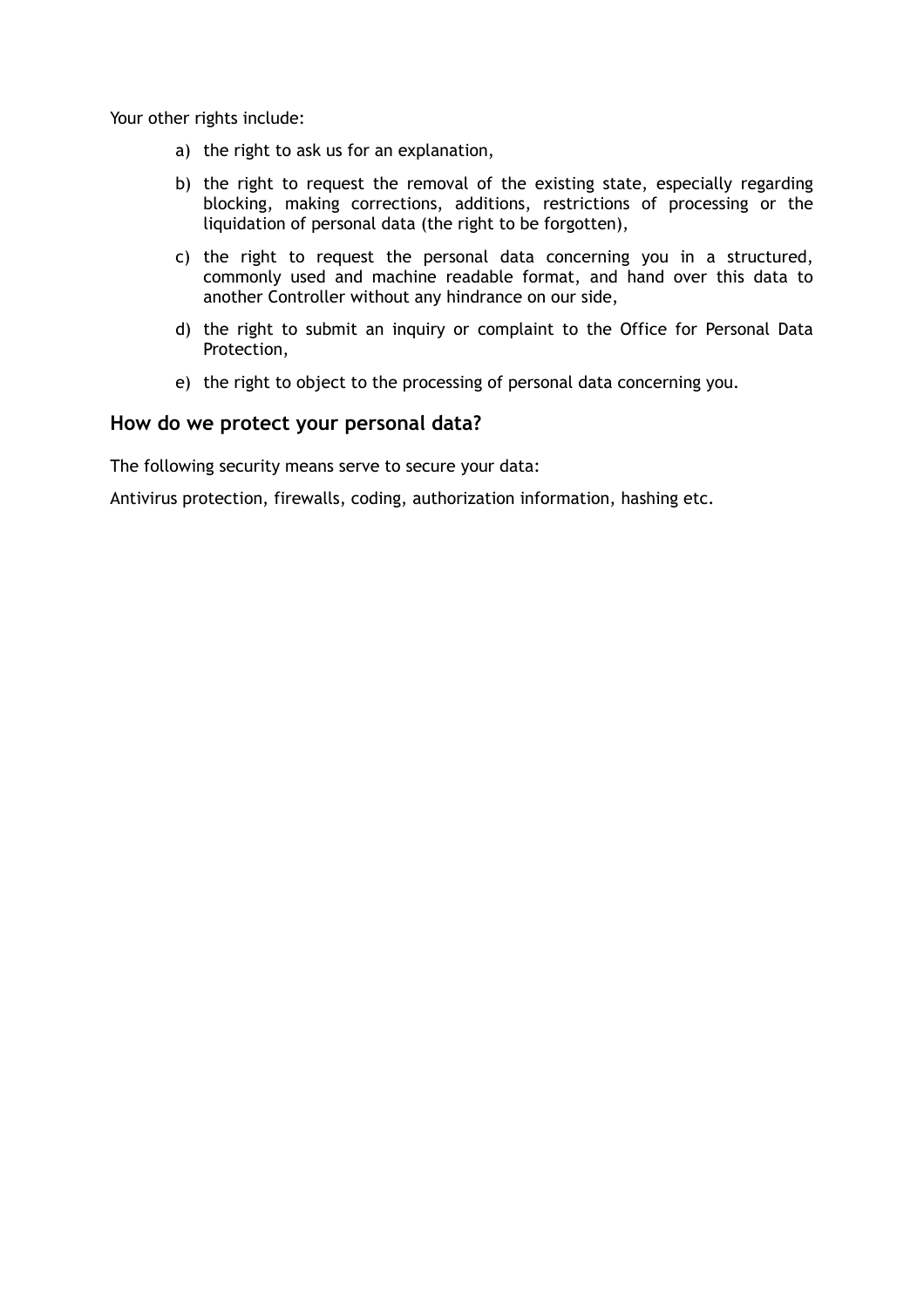Your other rights include:

a) the right to ask us for an explanation,

b) the right to request the removal of the existing state, especially regarding blocking, making corrections, additions, restrictions of processing or the liquidation of personal data (the right to be forgotten),

c) the right to request the personal data concerning you in a structured, commonly used and machine readable format, and hand over this data to another Controller without any hindrance on our side,

d) the right to submit an inquiry or complaint to the Office for Personal Data Protection,

e) the right to object to the processing of personal data concerning you.

## How do we protect your personal data?

The following security means serve to secure your data:

Antivirus protection, firewalls, coding, authorization information, hashing etc.